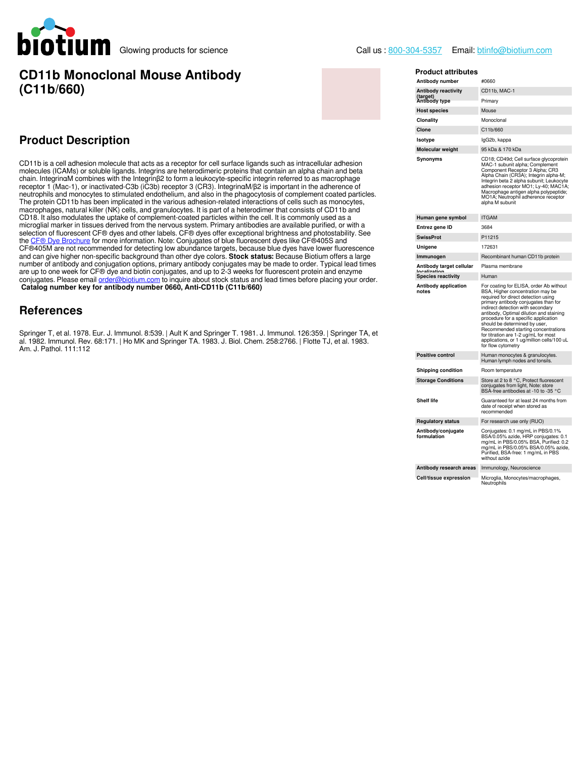biotium Glowing products for science

Call us : 800-304-5357 Email: btinfo@biotium.com

# CD11b Monoclonal Mouse Antibody (C11b/660)

## Product Description

CD11b is a cell adhesion molecule that acts as a receptor for cell surface ligands such as intracellular adhesion molecules (ICAMs) or soluble ligands. Integrins are heterodimeric proteins that contain an alpha chain and beta chain. IntegrinαM combines with the Integrinβ2 to form a leukocyte-specific integrin referred to as macrophage receptor 1 (Mac-1), or inactivated-C3b (iC3b) receptor 3 (CR3). IntegrinαM/β2 is important in the adherence of neutrophils and monocytes to stimulated endothelium, and also in the phagocytosis of complement coated particles. The protein CD11b has been implicated in the various adhesion-related interactions of cells such as monocytes, macrophages, natural killer (NK) cells, and granulocytes. It is part of a heterodimer that consists of CD11b and CD18. It also modulates the uptake of complement-coated particles within the cell. It is commonly used as a microglial marker in tissues derived from the nervous system. Primary antibodies are available purified, or with a selection of fluorescent CF® dyes and other labels. CF® dyes offer exceptional brightness and photostability. See the CF® Dye Brochure for more information. Note: Conjugates of blue fluorescent dyes like CF®405S and CF®405M are not recommended for detecting low abundance targets, because blue dyes have lower fluorescence and can give higher non-specific background than other dye colors. **Stock status:** Because Biotium offers a large number of antibody and conjugation options, primary antibody conjugates may be made to order. Typical lead times are up to one week for CF® dye and biotin conjugates, and up to 2-3 weeks for fluorescent protein and enzyme conjugates. Please email order@biotium.com to inquire about stock status and lead times before placing your order.
**Catalog number key for antibody number 0660, Anti-CD11b (C11b/660)**

## References

Springer T, et al. 1978. Eur. J. Immunol. 8:539. | Ault K and Springer T. 1981. J. Immunol. 126:359. | Springer TA, et al. 1982. Immunol. Rev. 68:171. | Ho MK and Springer TA. 1983. J. Biol. Chem. 258:2766. | Flotte TJ, et al. 1983. Am. J. Pathol. 111:112

### Product attributes

| | |
|---|---|
| Antibody number | #0660 |
| Antibody reactivity (target) | CD11b, MAC-1 |
| Antibody type | Primary |
| Host species | Mouse |
| Clonality | Monoclonal |
| Clone | C11b/660 |
| Isotype | IgG2b, kappa |
| Molecular weight | 95 kDa & 170 kDa |
| Synonyms | CD18; CD49d; Cell surface glycoprotein MAC-1 subunit alpha; Complement Component Receptor 3 Alpha; CR3 Alpha Chain (CR3A); Integrin alpha-M; Integrin beta 2 alpha subunit; Leukocyte adhesion receptor MO1; Ly-40; MAC1A; Macrophage antigen alpha polypeptide; MO1A; Neutrophil adherence receptor alpha M subunit |
| Human gene symbol | ITGAM |
| Entrez gene ID | 3684 |
| SwissProt | P11215 |
| Unigene | 172631 |
| Immunogen | Recombinant human CD11b protein |
| Antibody target cellular localization | Plasma membrane |
| Species reactivity | Human |
| Antibody application notes | For coating for ELISA, order Ab without BSA, Higher concentration may be required for direct detection using primary antibody conjugates than for indirect detection with secondary antibody, Optimal dilution and staining procedure for a specific application should be determined by user, Recommended starting concentrations for titration are 1-2 ug/mL for most applications, or 1 ug/million cells/100 uL for flow cytometry |
| Positive control | Human monocytes & granulocytes. Human lymph nodes and tonsils. |
| Shipping condition | Room temperature |
| Storage Conditions | Store at 2 to 8 °C, Protect fluorescent conjugates from light, Note: store BSA-free antibodies at -10 to -35 °C |
| Shelf life | Guaranteed for at least 24 months from date of receipt when stored as recommended |
| Regulatory status | For research use only (RUO) |
| Antibody/conjugate formulation | Conjugates: 0.1 mg/mL in PBS/0.1% BSA/0.05% azide, HRP conjugates: 0.1 mg/mL in PBS/0.05% BSA, Purified: 0.2 mg/mL in PBS/0.05% BSA/0.05% azide, Purified, BSA-free: 1 mg/mL in PBS without azide |
| Antibody research areas | Immunology, Neuroscience |
| Cell/tissue expression | Microglia, Monocytes/macrophages, Neutrophils |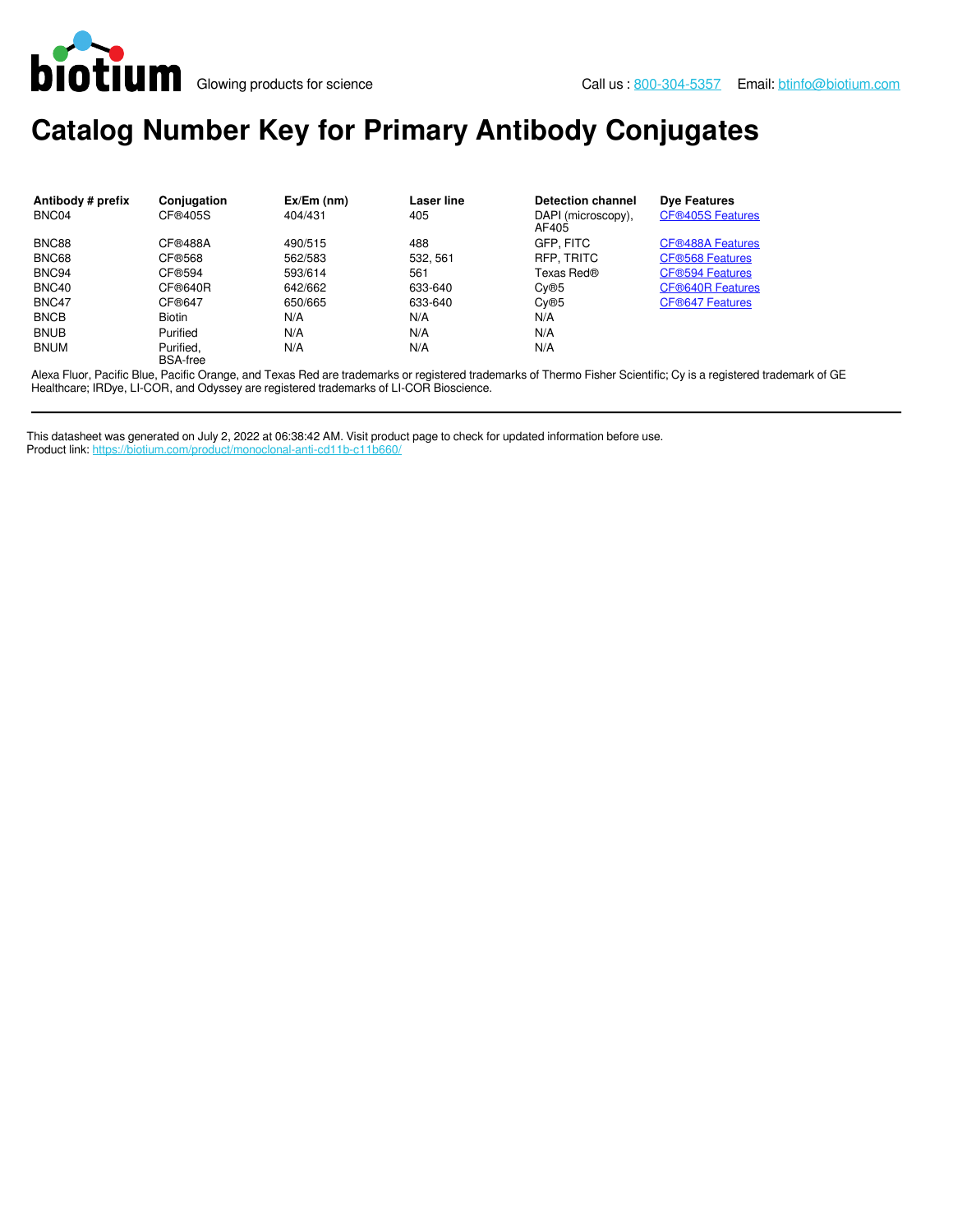# Catalog Number Key for Primary Antibody Conjugates

| Antibody # prefix | Conjugation | Ex/Em (nm) | Laser line | Detection channel | Dye Features |
|---|---|---|---|---|---|
| BNC04 | CF®405S | 404/431 | 405 | DAPI (microscopy), AF405 | CF®405S Features |
| BNC88 | CF®488A | 490/515 | 488 | GFP, FITC | CF®488A Features |
| BNC68 | CF®568 | 562/583 | 532, 561 | RFP, TRITC | CF®568 Features |
| BNC94 | CF®594 | 593/614 | 561 | Texas Red® | CF®594 Features |
| BNC40 | CF®640R | 642/662 | 633-640 | Cy®5 | CF®640R Features |
| BNC47 | CF®647 | 650/665 | 633-640 | Cy®5 | CF®647 Features |
| BNCB | Biotin | N/A | N/A | N/A | |
| BNUB | Purified | N/A | N/A | N/A | |
| BNUM | Purified, BSA-free | N/A | N/A | N/A | |

Alexa Fluor, Pacific Blue, Pacific Orange, and Texas Red are trademarks or registered trademarks of Thermo Fisher Scientific; Cy is a registered trademark of GE Healthcare; IRDye, LI-COR, and Odyssey are registered trademarks of LI-COR Bioscience.

---

This datasheet was generated on July 2, 2022 at 06:38:42 AM. Visit product page to check for updated information before use.
Product link: https://biotium.com/product/monoclonal-anti-cd11b-c11b660/